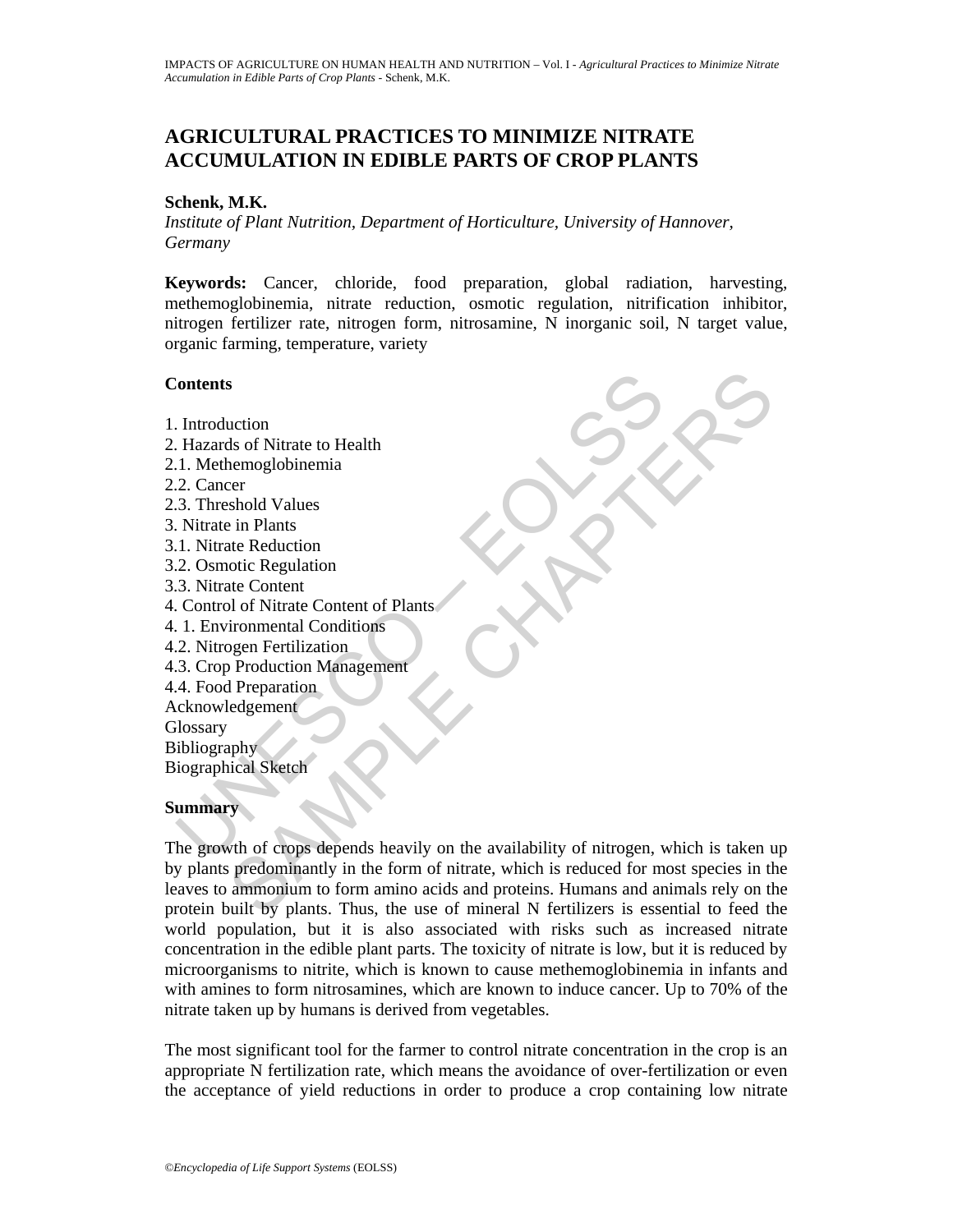# AGRICULTURAL PRACTICES TO MINIMIZE NITRATE ACCUMULATION IN EDIBLE PARTS OF CROP PLANTS

**Schenk, M.K.**

*Institute of Plant Nutrition, Department of Horticulture, University of Hannover, Germany*

**Keywords:** Cancer, chloride, food preparation, global radiation, harvesting, methemoglobinemia, nitrate reduction, osmotic regulation, nitrification inhibitor, nitrogen fertilizer rate, nitrogen form, nitrosamine, N inorganic soil, N target value, organic farming, temperature, variety

## Contents

1. Introduction
2. Hazards of Nitrate to Health
2.1. Methemoglobinemia
2.2. Cancer
2.3. Threshold Values
3. Nitrate in Plants
3.1. Nitrate Reduction
3.2. Osmotic Regulation
3.3. Nitrate Content
4. Control of Nitrate Content of Plants
4. 1. Environmental Conditions
4.2. Nitrogen Fertilization
4.3. Crop Production Management
4.4. Food Preparation

Acknowledgement
Glossary
Bibliography
Biographical Sketch

## Summary

The growth of crops depends heavily on the availability of nitrogen, which is taken up by plants predominantly in the form of nitrate, which is reduced for most species in the leaves to ammonium to form amino acids and proteins. Humans and animals rely on the protein built by plants. Thus, the use of mineral N fertilizers is essential to feed the world population, but it is also associated with risks such as increased nitrate concentration in the edible plant parts. The toxicity of nitrate is low, but it is reduced by microorganisms to nitrite, which is known to cause methemoglobinemia in infants and with amines to form nitrosamines, which are known to induce cancer. Up to 70% of the nitrate taken up by humans is derived from vegetables.

The most significant tool for the farmer to control nitrate concentration in the crop is an appropriate N fertilization rate, which means the avoidance of over-fertilization or even the acceptance of yield reductions in order to produce a crop containing low nitrate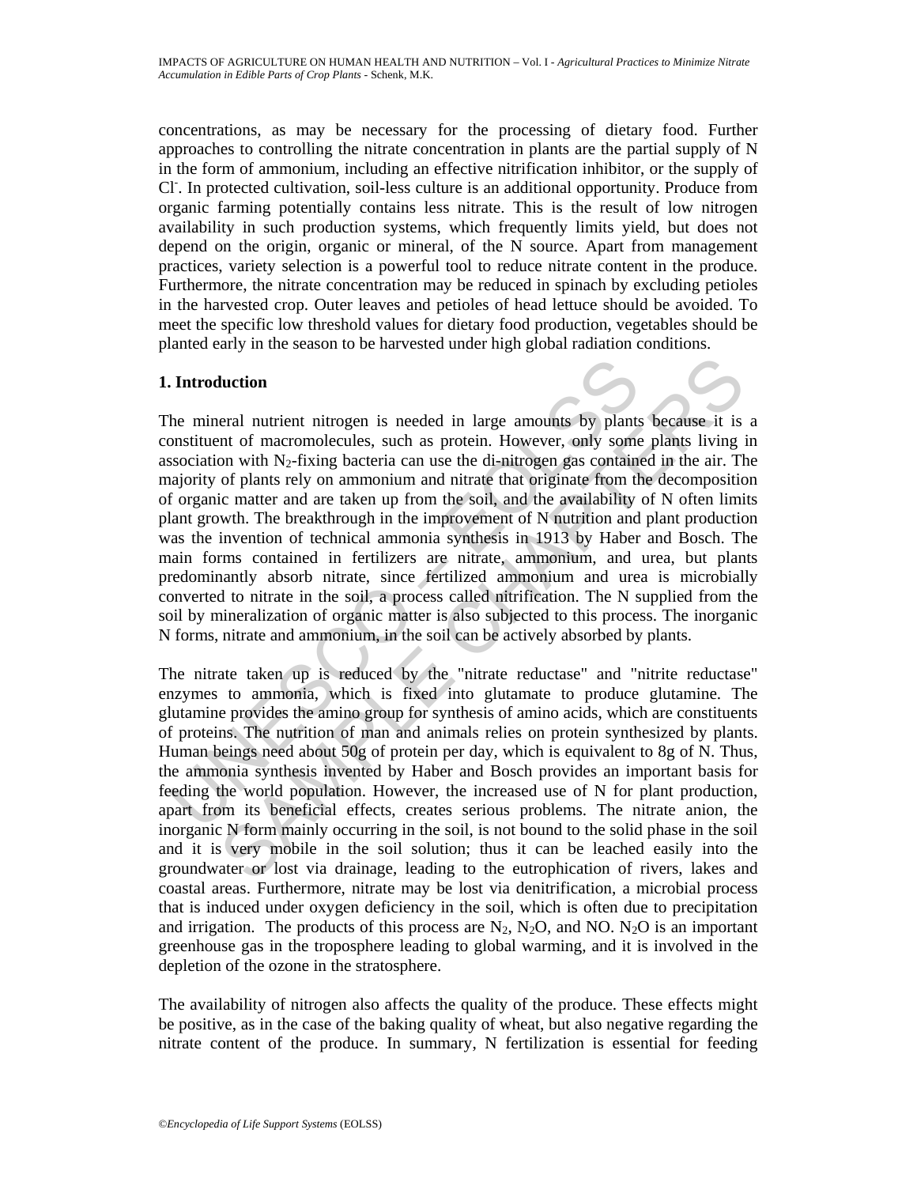concentrations, as may be necessary for the processing of dietary food. Further approaches to controlling the nitrate concentration in plants are the partial supply of N in the form of ammonium, including an effective nitrification inhibitor, or the supply of $Cl^-$. In protected cultivation, soil-less culture is an additional opportunity. Produce from organic farming potentially contains less nitrate. This is the result of low nitrogen availability in such production systems, which frequently limits yield, but does not depend on the origin, organic or mineral, of the N source. Apart from management practices, variety selection is a powerful tool to reduce nitrate content in the produce. Furthermore, the nitrate concentration may be reduced in spinach by excluding petioles in the harvested crop. Outer leaves and petioles of head lettuce should be avoided. To meet the specific low threshold values for dietary food production, vegetables should be planted early in the season to be harvested under high global radiation conditions.

## 1. Introduction

The mineral nutrient nitrogen is needed in large amounts by plants because it is a constituent of macromolecules, such as protein. However, only some plants living in association with $N_2$-fixing bacteria can use the di-nitrogen gas contained in the air. The majority of plants rely on ammonium and nitrate that originate from the decomposition of organic matter and are taken up from the soil, and the availability of N often limits plant growth. The breakthrough in the improvement of N nutrition and plant production was the invention of technical ammonia synthesis in 1913 by Haber and Bosch. The main forms contained in fertilizers are nitrate, ammonium, and urea, but plants predominantly absorb nitrate, since fertilized ammonium and urea is microbially converted to nitrate in the soil, a process called nitrification. The N supplied from the soil by mineralization of organic matter is also subjected to this process. The inorganic N forms, nitrate and ammonium, in the soil can be actively absorbed by plants.

The nitrate taken up is reduced by the "nitrate reductase" and "nitrite reductase" enzymes to ammonia, which is fixed into glutamate to produce glutamine. The glutamine provides the amino group for synthesis of amino acids, which are constituents of proteins. The nutrition of man and animals relies on protein synthesized by plants. Human beings need about 50g of protein per day, which is equivalent to 8g of N. Thus, the ammonia synthesis invented by Haber and Bosch provides an important basis for feeding the world population. However, the increased use of N for plant production, apart from its beneficial effects, creates serious problems. The nitrate anion, the inorganic N form mainly occurring in the soil, is not bound to the solid phase in the soil and it is very mobile in the soil solution; thus it can be leached easily into the groundwater or lost via drainage, leading to the eutrophication of rivers, lakes and coastal areas. Furthermore, nitrate may be lost via denitrification, a microbial process that is induced under oxygen deficiency in the soil, which is often due to precipitation and irrigation. The products of this process are $N_2$, $N_2O$, and NO. $N_2O$ is an important greenhouse gas in the troposphere leading to global warming, and it is involved in the depletion of the ozone in the stratosphere.

The availability of nitrogen also affects the quality of the produce. These effects might be positive, as in the case of the baking quality of wheat, but also negative regarding the nitrate content of the produce. In summary, N fertilization is essential for feeding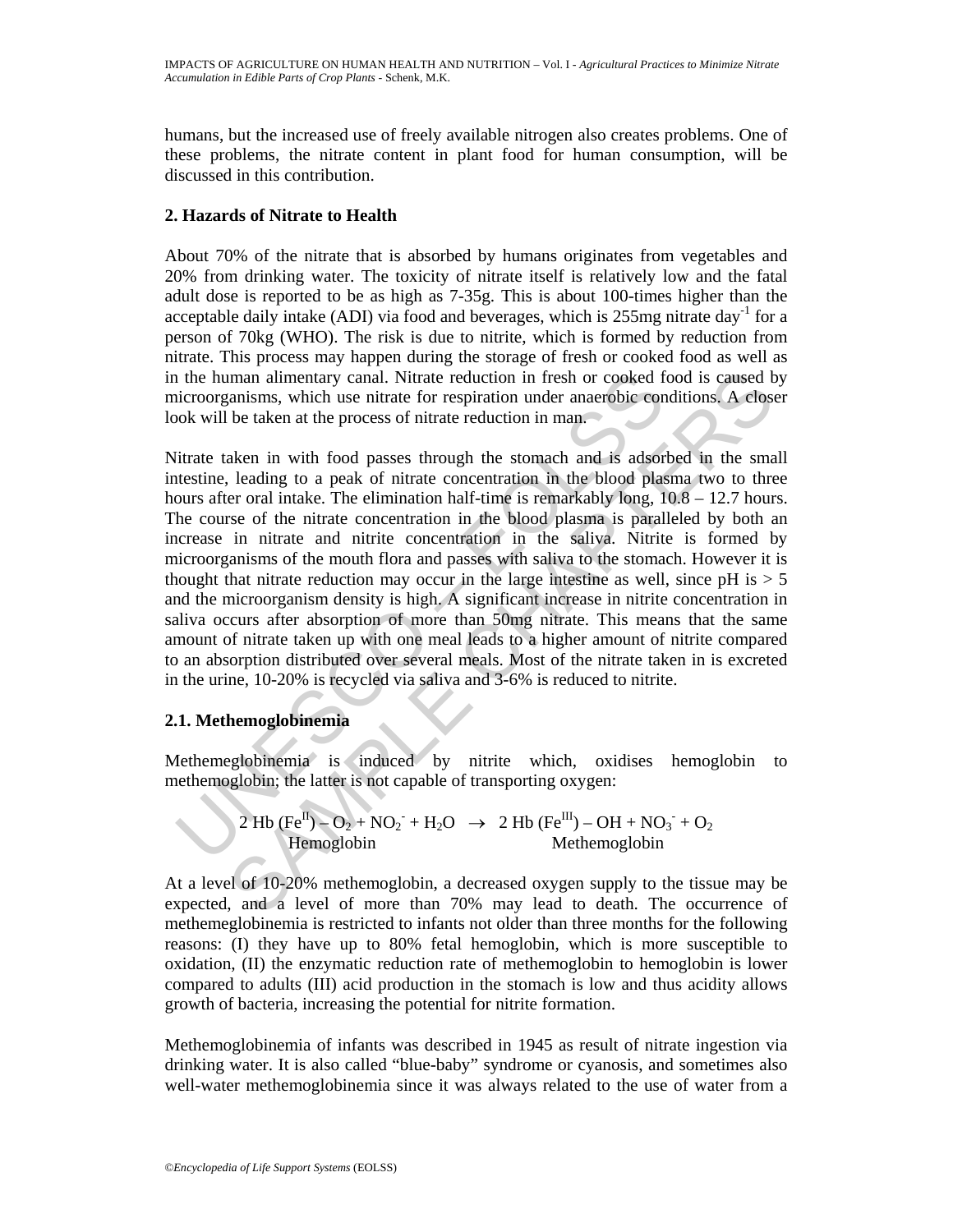humans, but the increased use of freely available nitrogen also creates problems. One of these problems, the nitrate content in plant food for human consumption, will be discussed in this contribution.

## 2. Hazards of Nitrate to Health

About 70% of the nitrate that is absorbed by humans originates from vegetables and 20% from drinking water. The toxicity of nitrate itself is relatively low and the fatal adult dose is reported to be as high as 7-35g. This is about 100-times higher than the acceptable daily intake (ADI) via food and beverages, which is 255mg nitrate $day^{-1}$ for a person of 70kg (WHO). The risk is due to nitrite, which is formed by reduction from nitrate. This process may happen during the storage of fresh or cooked food as well as in the human alimentary canal. Nitrate reduction in fresh or cooked food is caused by microorganisms, which use nitrate for respiration under anaerobic conditions. A closer look will be taken at the process of nitrate reduction in man.

Nitrate taken in with food passes through the stomach and is adsorbed in the small intestine, leading to a peak of nitrate concentration in the blood plasma two to three hours after oral intake. The elimination half-time is remarkably long, 10.8 – 12.7 hours. The course of the nitrate concentration in the blood plasma is paralleled by both an increase in nitrate and nitrite concentration in the saliva. Nitrite is formed by microorganisms of the mouth flora and passes with saliva to the stomach. However it is thought that nitrate reduction may occur in the large intestine as well, since pH is > 5 and the microorganism density is high. A significant increase in nitrite concentration in saliva occurs after absorption of more than 50mg nitrate. This means that the same amount of nitrate taken up with one meal leads to a higher amount of nitrite compared to an absorption distributed over several meals. Most of the nitrate taken in is excreted in the urine, 10-20% is recycled via saliva and 3-6% is reduced to nitrite.

### 2.1. Methemoglobinemia

Methemeglobinemia is induced by nitrite which, oxidises hemoglobin to methemoglobin; the latter is not capable of transporting oxygen:

$$\underset{\text{Hemoglobin}}{2\ \text{Hb}\ (\text{Fe}^{\text{II}}) - \text{O}_2} + \text{NO}_2^- + \text{H}_2\text{O} \rightarrow \underset{\text{Methemoglobin}}{2\ \text{Hb}\ (\text{Fe}^{\text{III}}) - \text{OH}} + \text{NO}_3^- + \text{O}_2$$

At a level of 10-20% methemoglobin, a decreased oxygen supply to the tissue may be expected, and a level of more than 70% may lead to death. The occurrence of methemeglobinemia is restricted to infants not older than three months for the following reasons: (I) they have up to 80% fetal hemoglobin, which is more susceptible to oxidation, (II) the enzymatic reduction rate of methemoglobin to hemoglobin is lower compared to adults (III) acid production in the stomach is low and thus acidity allows growth of bacteria, increasing the potential for nitrite formation.

Methemoglobinemia of infants was described in 1945 as result of nitrate ingestion via drinking water. It is also called "blue-baby" syndrome or cyanosis, and sometimes also well-water methemoglobinemia since it was always related to the use of water from a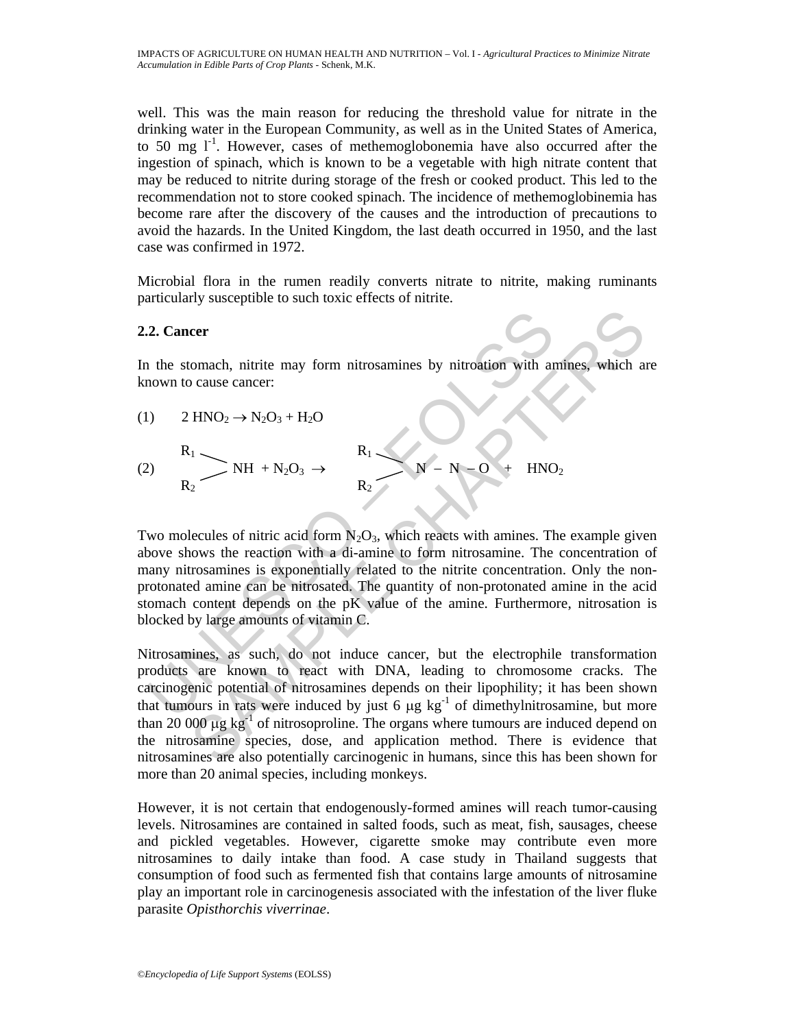well. This was the main reason for reducing the threshold value for nitrate in the drinking water in the European Community, as well as in the United States of America, to 50 mg $l^{-1}$. However, cases of methemoglobonemia have also occurred after the ingestion of spinach, which is known to be a vegetable with high nitrate content that may be reduced to nitrite during storage of the fresh or cooked product. This led to the recommendation not to store cooked spinach. The incidence of methemoglobinemia has become rare after the discovery of the causes and the introduction of precautions to avoid the hazards. In the United Kingdom, the last death occurred in 1950, and the last case was confirmed in 1972.

Microbial flora in the rumen readily converts nitrate to nitrite, making ruminants particularly susceptible to such toxic effects of nitrite.

### 2.2. Cancer

In the stomach, nitrite may form nitrosamines by nitroation with amines, which are known to cause cancer:

(1) $$2\ HNO_2 \rightarrow N_2O_3 + H_2O$$

(2) $$R_1R_2NH + N_2O_3 \rightarrow R_1R_2N - N - O + HNO_2$$

Two molecules of nitric acid form $N_2O_3$, which reacts with amines. The example given above shows the reaction with a di-amine to form nitrosamine. The concentration of many nitrosamines is exponentially related to the nitrite concentration. Only the non-protonated amine can be nitrosated. The quantity of non-protonated amine in the acid stomach content depends on the pK value of the amine. Furthermore, nitrosation is blocked by large amounts of vitamin C.

Nitrosamines, as such, do not induce cancer, but the electrophile transformation products are known to react with DNA, leading to chromosome cracks. The carcinogenic potential of nitrosamines depends on their lipophility; it has been shown that tumours in rats were induced by just 6 μg $kg^{-1}$ of dimethylnitrosamine, but more than 20 000 μg $kg^{-1}$ of nitrosoproline. The organs where tumours are induced depend on the nitrosamine species, dose, and application method. There is evidence that nitrosamines are also potentially carcinogenic in humans, since this has been shown for more than 20 animal species, including monkeys.

However, it is not certain that endogenously-formed amines will reach tumor-causing levels. Nitrosamines are contained in salted foods, such as meat, fish, sausages, cheese and pickled vegetables. However, cigarette smoke may contribute even more nitrosamines to daily intake than food. A case study in Thailand suggests that consumption of food such as fermented fish that contains large amounts of nitrosamine play an important role in carcinogenesis associated with the infestation of the liver fluke parasite *Opisthorchis viverrinae*.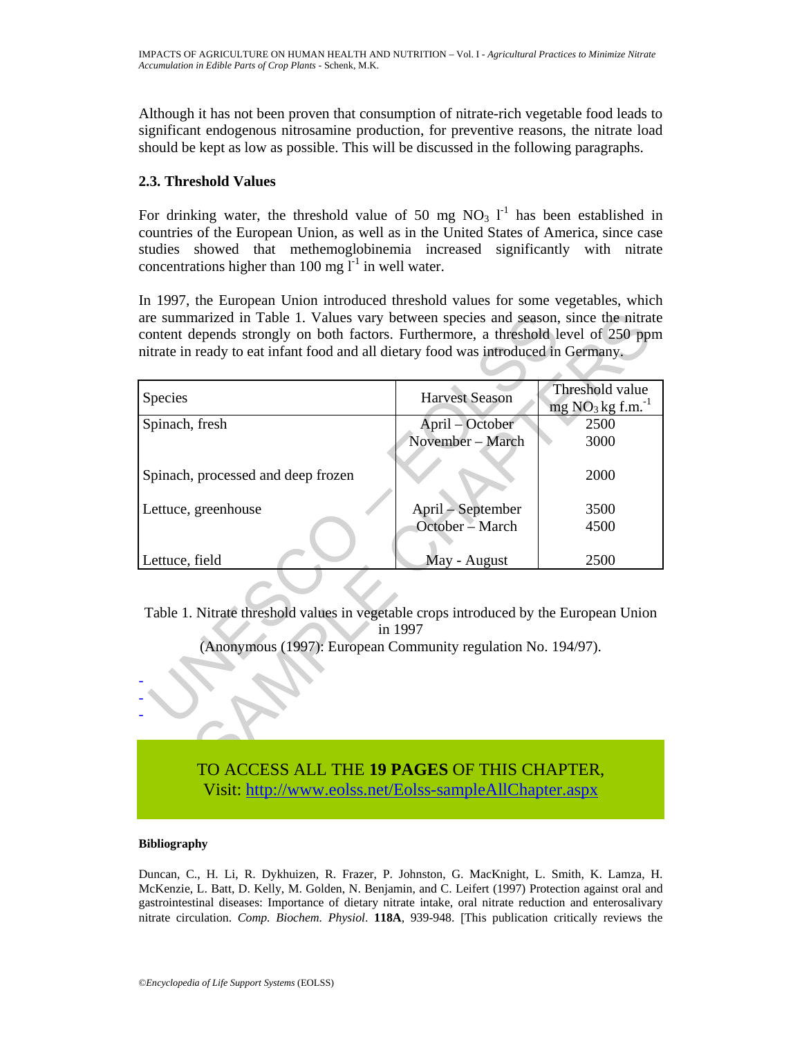Although it has not been proven that consumption of nitrate-rich vegetable food leads to significant endogenous nitrosamine production, for preventive reasons, the nitrate load should be kept as low as possible. This will be discussed in the following paragraphs.

### 2.3. Threshold Values

For drinking water, the threshold value of 50 mg $NO_3$ $l^{-1}$ has been established in countries of the European Union, as well as in the United States of America, since case studies showed that methemoglobinemia increased significantly with nitrate concentrations higher than 100 mg $l^{-1}$ in well water.

In 1997, the European Union introduced threshold values for some vegetables, which are summarized in Table 1. Values vary between species and season, since the nitrate content depends strongly on both factors. Furthermore, a threshold level of 250 ppm nitrate in ready to eat infant food and all dietary food was introduced in Germany.

| Species | Harvest Season | Threshold value mg $NO_3$ kg f.m.$^{-1}$ |
|---|---|---|
| Spinach, fresh | April – October | 2500 |
| | November – March | 3000 |
| Spinach, processed and deep frozen | | 2000 |
| Lettuce, greenhouse | April – September | 3500 |
| | October – March | 4500 |
| Lettuce, field | May - August | 2500 |

Table 1. Nitrate threshold values in vegetable crops introduced by the European Union in 1997

(Anonymous (1997): European Community regulation No. 194/97).

-
-
-

TO ACCESS ALL THE **19 PAGES** OF THIS CHAPTER,
Visit: http://www.eolss.net/Eolss-sampleAllChapter.aspx

#### Bibliography

Duncan, C., H. Li, R. Dykhuizen, R. Frazer, P. Johnston, G. MacKnight, L. Smith, K. Lamza, H. McKenzie, L. Batt, D. Kelly, M. Golden, N. Benjamin, and C. Leifert (1997) Protection against oral and gastrointestinal diseases: Importance of dietary nitrate intake, oral nitrate reduction and enterosalivary nitrate circulation. *Comp. Biochem. Physiol.* **118A**, 939-948. [This publication critically reviews the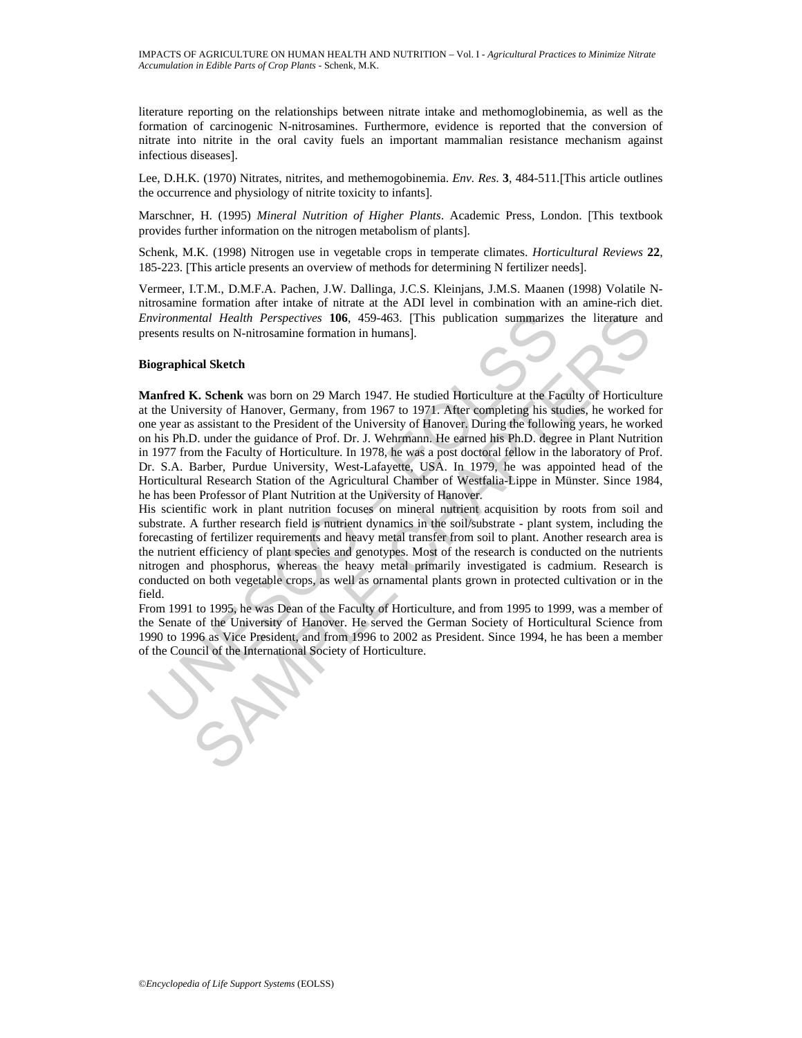literature reporting on the relationships between nitrate intake and methomoglobinemia, as well as the formation of carcinogenic N-nitrosamines. Furthermore, evidence is reported that the conversion of nitrate into nitrite in the oral cavity fuels an important mammalian resistance mechanism against infectious diseases].

Lee, D.H.K. (1970) Nitrates, nitrites, and methemogobinemia. *Env. Res.* **3**, 484-511.[This article outlines the occurrence and physiology of nitrite toxicity to infants].

Marschner, H. (1995) *Mineral Nutrition of Higher Plants*. Academic Press, London. [This textbook provides further information on the nitrogen metabolism of plants].

Schenk, M.K. (1998) Nitrogen use in vegetable crops in temperate climates. *Horticultural Reviews* **22**, 185-223. [This article presents an overview of methods for determining N fertilizer needs].

Vermeer, I.T.M., D.M.F.A. Pachen, J.W. Dallinga, J.C.S. Kleinjans, J.M.S. Maanen (1998) Volatile N-nitrosamine formation after intake of nitrate at the ADI level in combination with an amine-rich diet. *Environmental Health Perspectives* **106**, 459-463. [This publication summarizes the literature and presents results on N-nitrosamine formation in humans].

**Biographical Sketch**

**Manfred K. Schenk** was born on 29 March 1947. He studied Horticulture at the Faculty of Horticulture at the University of Hanover, Germany, from 1967 to 1971. After completing his studies, he worked for one year as assistant to the President of the University of Hanover. During the following years, he worked on his Ph.D. under the guidance of Prof. Dr. J. Wehrmann. He earned his Ph.D. degree in Plant Nutrition in 1977 from the Faculty of Horticulture. In 1978, he was a post doctoral fellow in the laboratory of Prof. Dr. S.A. Barber, Purdue University, West-Lafayette, USA. In 1979, he was appointed head of the Horticultural Research Station of the Agricultural Chamber of Westfalia-Lippe in Münster. Since 1984, he has been Professor of Plant Nutrition at the University of Hanover.

His scientific work in plant nutrition focuses on mineral nutrient acquisition by roots from soil and substrate. A further research field is nutrient dynamics in the soil/substrate - plant system, including the forecasting of fertilizer requirements and heavy metal transfer from soil to plant. Another research area is the nutrient efficiency of plant species and genotypes. Most of the research is conducted on the nutrients nitrogen and phosphorus, whereas the heavy metal primarily investigated is cadmium. Research is conducted on both vegetable crops, as well as ornamental plants grown in protected cultivation or in the field.

From 1991 to 1995, he was Dean of the Faculty of Horticulture, and from 1995 to 1999, was a member of the Senate of the University of Hanover. He served the German Society of Horticultural Science from 1990 to 1996 as Vice President, and from 1996 to 2002 as President. Since 1994, he has been a member of the Council of the International Society of Horticulture.